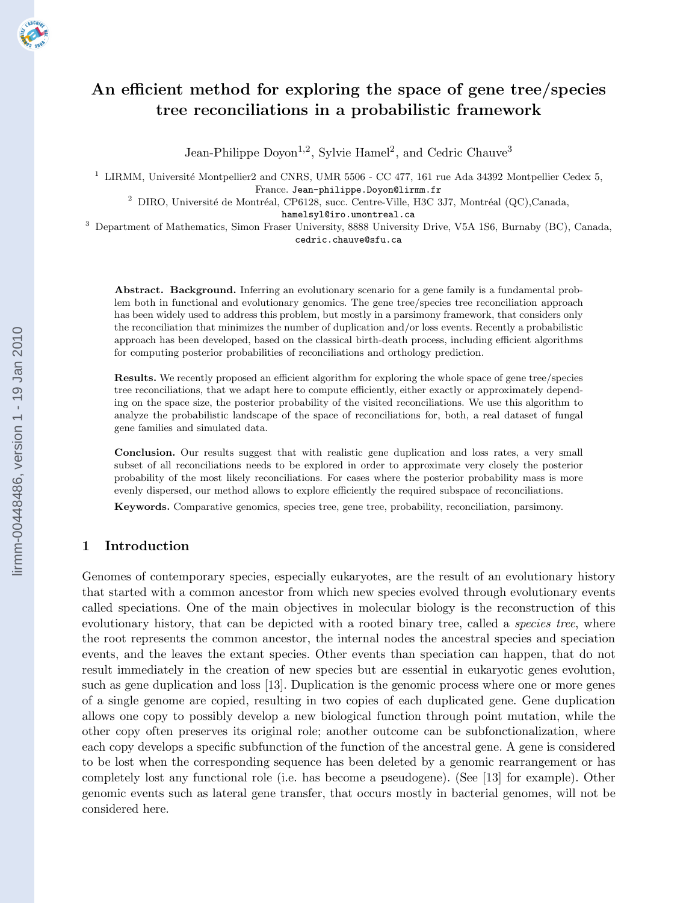# An efficient method for exploring the space of gene tree/species tree reconciliations in a probabilistic framework

Jean-Philippe Doyon[1,2], Sylvie Hamel[2], and Cedric Chauve[3]

[1] LIRMM, Université Montpellier2 and CNRS, UMR 5506 - CC 477, 161 rue Ada 34392 Montpellier Cedex 5, France. Jean-philippe.Doyon@lirmm.fr

[2] DIRO, Université de Montréal, CP6128, succ. Centre-Ville, H3C 3J7, Montréal (QC),Canada, hamelsyl@iro.umontreal.ca

[3] Department of Mathematics, Simon Fraser University, 8888 University Drive, V5A 1S6, Burnaby (BC), Canada, cedric.chauve@sfu.ca

**Abstract. Background.** Inferring an evolutionary scenario for a gene family is a fundamental problem both in functional and evolutionary genomics. The gene tree/species tree reconciliation approach has been widely used to address this problem, but mostly in a parsimony framework, that considers only the reconciliation that minimizes the number of duplication and/or loss events. Recently a probabilistic approach has been developed, based on the classical birth-death process, including efficient algorithms for computing posterior probabilities of reconciliations and orthology prediction.

**Results.** We recently proposed an efficient algorithm for exploring the whole space of gene tree/species tree reconciliations, that we adapt here to compute efficiently, either exactly or approximately depending on the space size, the posterior probability of the visited reconciliations. We use this algorithm to analyze the probabilistic landscape of the space of reconciliations for, both, a real dataset of fungal gene families and simulated data.

**Conclusion.** Our results suggest that with realistic gene duplication and loss rates, a very small subset of all reconciliations needs to be explored in order to approximate very closely the posterior probability of the most likely reconciliations. For cases where the posterior probability mass is more evenly dispersed, our method allows to explore efficiently the required subspace of reconciliations.

**Keywords.** Comparative genomics, species tree, gene tree, probability, reconciliation, parsimony.

## 1 Introduction

Genomes of contemporary species, especially eukaryotes, are the result of an evolutionary history that started with a common ancestor from which new species evolved through evolutionary events called speciations. One of the main objectives in molecular biology is the reconstruction of this evolutionary history, that can be depicted with a rooted binary tree, called a *species tree*, where the root represents the common ancestor, the internal nodes the ancestral species and speciation events, and the leaves the extant species. Other events than speciation can happen, that do not result immediately in the creation of new species but are essential in eukaryotic genes evolution, such as gene duplication and loss [13]. Duplication is the genomic process where one or more genes of a single genome are copied, resulting in two copies of each duplicated gene. Gene duplication allows one copy to possibly develop a new biological function through point mutation, while the other copy often preserves its original role; another outcome can be subfonctionalization, where each copy develops a specific subfunction of the function of the ancestral gene. A gene is considered to be lost when the corresponding sequence has been deleted by a genomic rearrangement or has completely lost any functional role (i.e. has become a pseudogene). (See [13] for example). Other genomic events such as lateral gene transfer, that occurs mostly in bacterial genomes, will not be considered here.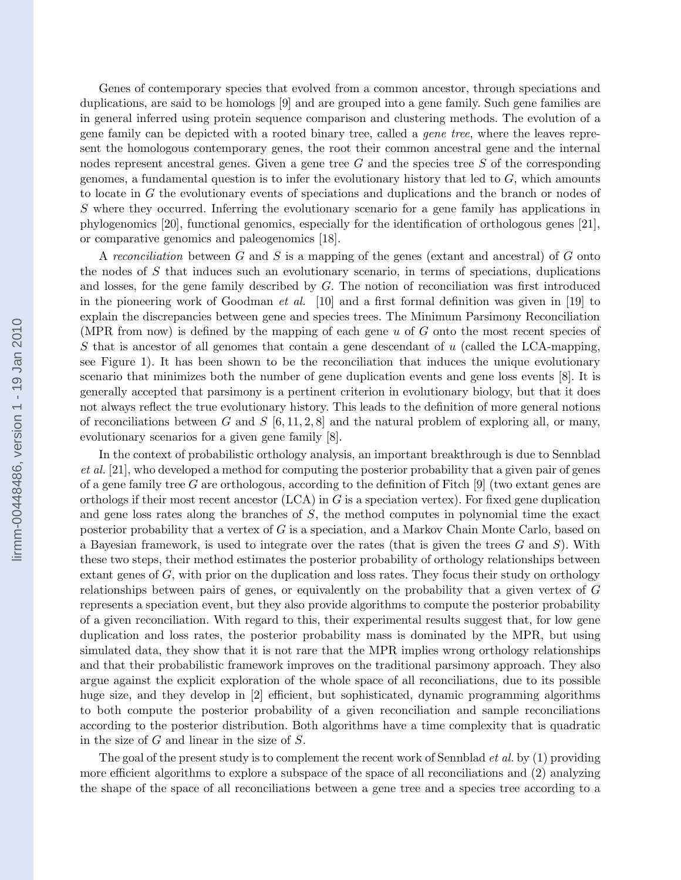Genes of contemporary species that evolved from a common ancestor, through speciations and duplications, are said to be homologs [9] and are grouped into a gene family. Such gene families are in general inferred using protein sequence comparison and clustering methods. The evolution of a gene family can be depicted with a rooted binary tree, called a *gene tree*, where the leaves represent the homologous contemporary genes, the root their common ancestral gene and the internal nodes represent ancestral genes. Given a gene tree $G$ and the species tree $S$ of the corresponding genomes, a fundamental question is to infer the evolutionary history that led to $G$, which amounts to locate in $G$ the evolutionary events of speciations and duplications and the branch or nodes of $S$ where they occurred. Inferring the evolutionary scenario for a gene family has applications in phylogenomics [20], functional genomics, especially for the identification of orthologous genes [21], or comparative genomics and paleogenomics [18].

A *reconciliation* between $G$ and $S$ is a mapping of the genes (extant and ancestral) of $G$ onto the nodes of $S$ that induces such an evolutionary scenario, in terms of speciations, duplications and losses, for the gene family described by $G$. The notion of reconciliation was first introduced in the pioneering work of Goodman *et al.* [10] and a first formal definition was given in [19] to explain the discrepancies between gene and species trees. The Minimum Parsimony Reconciliation (MPR from now) is defined by the mapping of each gene $u$ of $G$ onto the most recent species of $S$ that is ancestor of all genomes that contain a gene descendant of $u$ (called the LCA-mapping, see Figure 1). It has been shown to be the reconciliation that induces the unique evolutionary scenario that minimizes both the number of gene duplication events and gene loss events [8]. It is generally accepted that parsimony is a pertinent criterion in evolutionary biology, but that it does not always reflect the true evolutionary history. This leads to the definition of more general notions of reconciliations between $G$ and $S$ [6, 11, 2, 8] and the natural problem of exploring all, or many, evolutionary scenarios for a given gene family [8].

In the context of probabilistic orthology analysis, an important breakthrough is due to Sennblad *et al.* [21], who developed a method for computing the posterior probability that a given pair of genes of a gene family tree $G$ are orthologous, according to the definition of Fitch [9] (two extant genes are orthologs if their most recent ancestor (LCA) in $G$ is a speciation vertex). For fixed gene duplication and gene loss rates along the branches of $S$, the method computes in polynomial time the exact posterior probability that a vertex of $G$ is a speciation, and a Markov Chain Monte Carlo, based on a Bayesian framework, is used to integrate over the rates (that is given the trees $G$ and $S$). With these two steps, their method estimates the posterior probability of orthology relationships between extant genes of $G$, with prior on the duplication and loss rates. They focus their study on orthology relationships between pairs of genes, or equivalently on the probability that a given vertex of $G$ represents a speciation event, but they also provide algorithms to compute the posterior probability of a given reconciliation. With regard to this, their experimental results suggest that, for low gene duplication and loss rates, the posterior probability mass is dominated by the MPR, but using simulated data, they show that it is not rare that the MPR implies wrong orthology relationships and that their probabilistic framework improves on the traditional parsimony approach. They also argue against the explicit exploration of the whole space of all reconciliations, due to its possible huge size, and they develop in [2] efficient, but sophisticated, dynamic programming algorithms to both compute the posterior probability of a given reconciliation and sample reconciliations according to the posterior distribution. Both algorithms have a time complexity that is quadratic in the size of $G$ and linear in the size of $S$.

The goal of the present study is to complement the recent work of Sennblad *et al.* by (1) providing more efficient algorithms to explore a subspace of the space of all reconciliations and (2) analyzing the shape of the space of all reconciliations between a gene tree and a species tree according to a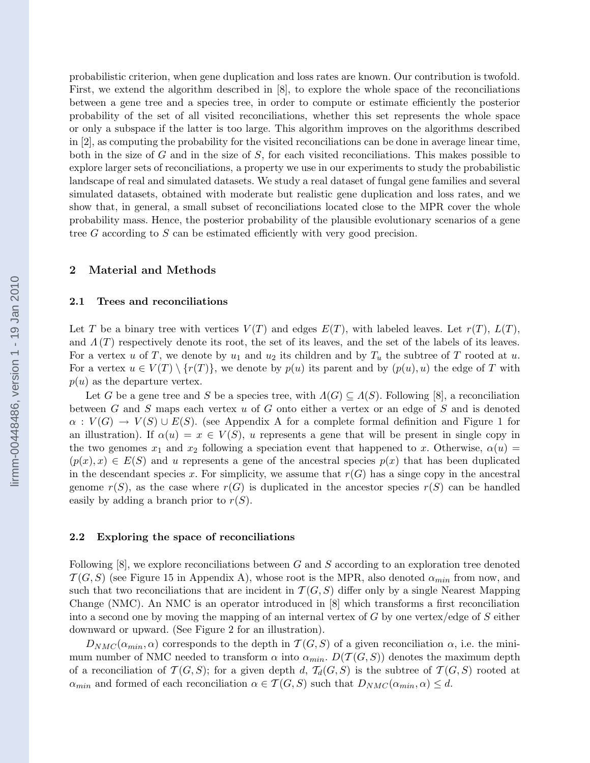probabilistic criterion, when gene duplication and loss rates are known. Our contribution is twofold. First, we extend the algorithm described in [8], to explore the whole space of the reconciliations between a gene tree and a species tree, in order to compute or estimate efficiently the posterior probability of the set of all visited reconciliations, whether this set represents the whole space or only a subspace if the latter is too large. This algorithm improves on the algorithms described in [2], as computing the probability for the visited reconciliations can be done in average linear time, both in the size of $G$ and in the size of $S$, for each visited reconciliations. This makes possible to explore larger sets of reconciliations, a property we use in our experiments to study the probabilistic landscape of real and simulated datasets. We study a real dataset of fungal gene families and several simulated datasets, obtained with moderate but realistic gene duplication and loss rates, and we show that, in general, a small subset of reconciliations located close to the MPR cover the whole probability mass. Hence, the posterior probability of the plausible evolutionary scenarios of a gene tree $G$ according to $S$ can be estimated efficiently with very good precision.

## 2 Material and Methods

### 2.1 Trees and reconciliations

Let $T$ be a binary tree with vertices $V(T)$ and edges $E(T)$, with labeled leaves. Let $r(T)$, $L(T)$, and $\Lambda(T)$ respectively denote its root, the set of its leaves, and the set of the labels of its leaves. For a vertex $u$ of $T$, we denote by $u_1$ and $u_2$ its children and by $T_u$ the subtree of $T$ rooted at $u$. For a vertex $u \in V(T) \setminus \{r(T)\}$, we denote by $p(u)$ its parent and by $(p(u), u)$ the edge of $T$ with $p(u)$ as the departure vertex.

Let $G$ be a gene tree and $S$ be a species tree, with $\Lambda(G) \subseteq \Lambda(S)$. Following [8], a reconciliation between $G$ and $S$ maps each vertex $u$ of $G$ onto either a vertex or an edge of $S$ and is denoted $\alpha : V(G) \rightarrow V(S) \cup E(S)$. (see Appendix A for a complete formal definition and Figure 1 for an illustration). If $\alpha(u) = x \in V(S)$, $u$ represents a gene that will be present in single copy in the two genomes $x_1$ and $x_2$ following a speciation event that happened to $x$. Otherwise, $\alpha(u) = (p(x), x) \in E(S)$ and $u$ represents a gene of the ancestral species $p(x)$ that has been duplicated in the descendant species $x$. For simplicity, we assume that $r(G)$ has a singe copy in the ancestral genome $r(S)$, as the case where $r(G)$ is duplicated in the ancestor species $r(S)$ can be handled easily by adding a branch prior to $r(S)$.

### 2.2 Exploring the space of reconciliations

Following [8], we explore reconciliations between $G$ and $S$ according to an exploration tree denoted $\mathcal{T}(G, S)$ (see Figure 15 in Appendix A), whose root is the MPR, also denoted $\alpha_{min}$ from now, and such that two reconciliations that are incident in $\mathcal{T}(G, S)$ differ only by a single Nearest Mapping Change (NMC). An NMC is an operator introduced in [8] which transforms a first reconciliation into a second one by moving the mapping of an internal vertex of $G$ by one vertex/edge of $S$ either downward or upward. (See Figure 2 for an illustration).

$D_{NMC}(\alpha_{min}, \alpha)$ corresponds to the depth in $\mathcal{T}(G, S)$ of a given reconciliation $\alpha$, i.e. the minimum number of NMC needed to transform $\alpha$ into $\alpha_{min}$. $D(\mathcal{T}(G, S))$ denotes the maximum depth of a reconciliation of $\mathcal{T}(G, S)$; for a given depth $d$, $\mathcal{T}_d(G, S)$ is the subtree of $\mathcal{T}(G, S)$ rooted at $\alpha_{min}$ and formed of each reconciliation $\alpha \in \mathcal{T}(G, S)$ such that $D_{NMC}(\alpha_{min}, \alpha) \leq d$.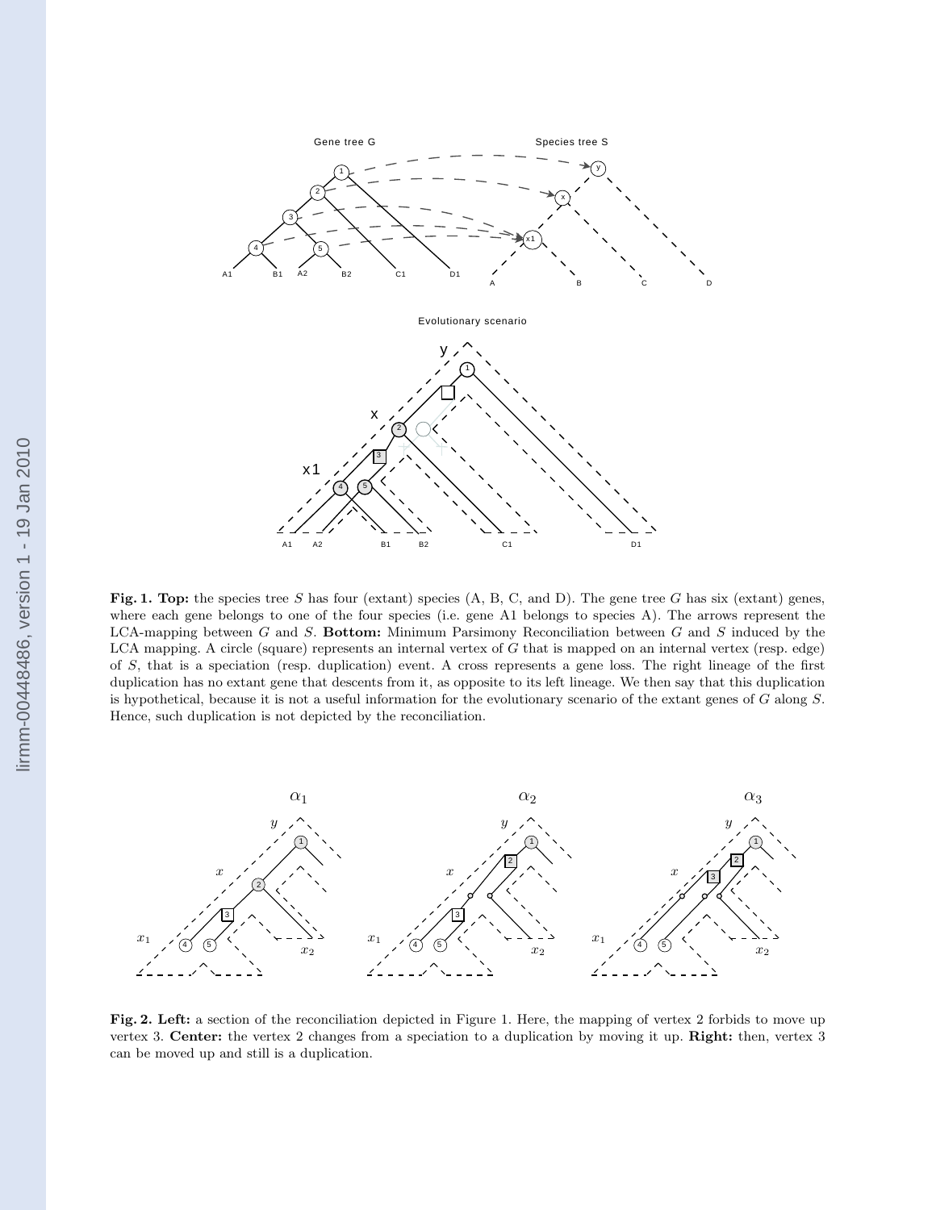**Fig. 1. Top:** the species tree $S$ has four (extant) species (A, B, C, and D). The gene tree $G$ has six (extant) genes, where each gene belongs to one of the four species (i.e. gene A1 belongs to species A). The arrows represent the LCA-mapping between $G$ and $S$. **Bottom:** Minimum Parsimony Reconciliation between $G$ and $S$ induced by the LCA mapping. A circle (square) represents an internal vertex of $G$ that is mapped on an internal vertex (resp. edge) of $S$, that is a speciation (resp. duplication) event. A cross represents a gene loss. The right lineage of the first duplication has no extant gene that descents from it, as opposite to its left lineage. We then say that this duplication is hypothetical, because it is not a useful information for the evolutionary scenario of the extant genes of $G$ along $S$. Hence, such duplication is not depicted by the reconciliation.

**Fig. 2. Left:** a section of the reconciliation depicted in Figure 1. Here, the mapping of vertex 2 forbids to move up vertex 3. **Center:** the vertex 2 changes from a speciation to a duplication by moving it up. **Right:** then, vertex 3 can be moved up and still is a duplication.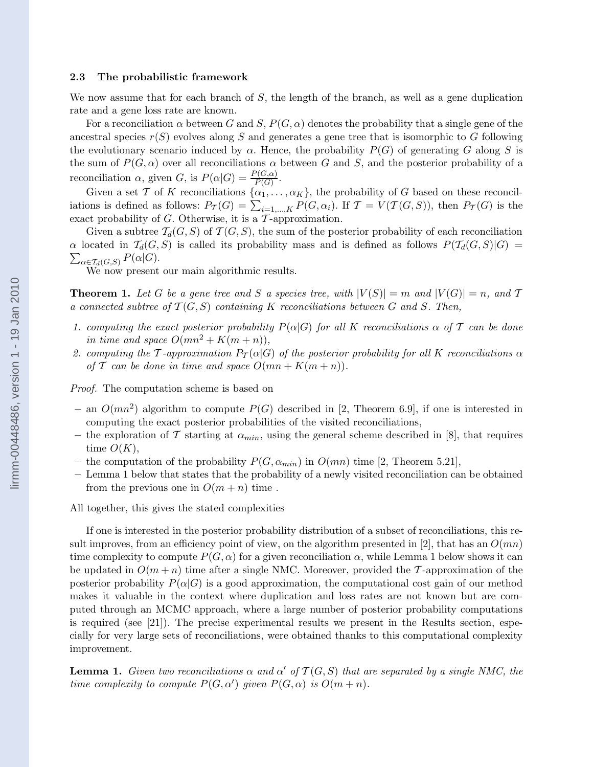### 2.3 The probabilistic framework

We now assume that for each branch of $S$, the length of the branch, as well as a gene duplication rate and a gene loss rate are known.

For a reconciliation $\alpha$ between $G$ and $S$, $P(G, \alpha)$ denotes the probability that a single gene of the ancestral species $r(S)$ evolves along $S$ and generates a gene tree that is isomorphic to $G$ following the evolutionary scenario induced by $\alpha$. Hence, the probability $P(G)$ of generating $G$ along $S$ is the sum of $P(G, \alpha)$ over all reconciliations $\alpha$ between $G$ and $S$, and the posterior probability of a reconciliation $\alpha$, given $G$, is $P(\alpha|G) = \frac{P(G,\alpha)}{P(G)}$.

Given a set $\mathcal{T}$ of $K$ reconciliations $\{\alpha_1, \ldots, \alpha_K\}$, the probability of $G$ based on these reconciliations is defined as follows: $P_{\mathcal{T}}(G) = \sum_{i=1,\ldots,K} P(G, \alpha_i)$. If $\mathcal{T} = V(\mathcal{T}(G, S))$, then $P_{\mathcal{T}}(G)$ is the exact probability of $G$. Otherwise, it is a $\mathcal{T}$-approximation.

Given a subtree $\mathcal{T}_d(G, S)$ of $\mathcal{T}(G, S)$, the sum of the posterior probability of each reconciliation $\alpha$ located in $\mathcal{T}_d(G, S)$ is called its probability mass and is defined as follows $P(\mathcal{T}_d(G, S)|G) = \sum_{\alpha \in \mathcal{T}_d(G,S)} P(\alpha|G)$.

We now present our main algorithmic results.

**Theorem 1.** *Let $G$ be a gene tree and $S$ a species tree, with $|V(S)| = m$ and $|V(G)| = n$, and $\mathcal{T}$ a connected subtree of $\mathcal{T}(G, S)$ containing $K$ reconciliations between $G$ and $S$. Then,*

1. *computing the exact posterior probability $P(\alpha|G)$ for all $K$ reconciliations $\alpha$ of $\mathcal{T}$ can be done in time and space $O(mn^2 + K(m + n))$,*
2. *computing the $\mathcal{T}$-approximation $P_{\mathcal{T}}(\alpha|G)$ of the posterior probability for all $K$ reconciliations $\alpha$ of $\mathcal{T}$ can be done in time and space $O(mn + K(m + n))$.*

*Proof.* The computation scheme is based on

- an $O(mn^2)$ algorithm to compute $P(G)$ described in [2, Theorem 6.9], if one is interested in computing the exact posterior probabilities of the visited reconciliations,
- the exploration of $\mathcal{T}$ starting at $\alpha_{min}$, using the general scheme described in [8], that requires time $O(K)$,
- the computation of the probability $P(G, \alpha_{min})$ in $O(mn)$ time [2, Theorem 5.21],
- Lemma 1 below that states that the probability of a newly visited reconciliation can be obtained from the previous one in $O(m + n)$ time .

All together, this gives the stated complexities

If one is interested in the posterior probability distribution of a subset of reconciliations, this result improves, from an efficiency point of view, on the algorithm presented in [2], that has an $O(mn)$ time complexity to compute $P(G, \alpha)$ for a given reconciliation $\alpha$, while Lemma 1 below shows it can be updated in $O(m + n)$ time after a single NMC. Moreover, provided the $\mathcal{T}$-approximation of the posterior probability $P(\alpha|G)$ is a good approximation, the computational cost gain of our method makes it valuable in the context where duplication and loss rates are not known but are computed through an MCMC approach, where a large number of posterior probability computations is required (see [21]). The precise experimental results we present in the Results section, especially for very large sets of reconciliations, were obtained thanks to this computational complexity improvement.

**Lemma 1.** *Given two reconciliations $\alpha$ and $\alpha'$ of $\mathcal{T}(G, S)$ that are separated by a single NMC, the time complexity to compute $P(G, \alpha')$ given $P(G, \alpha)$ is $O(m + n)$.*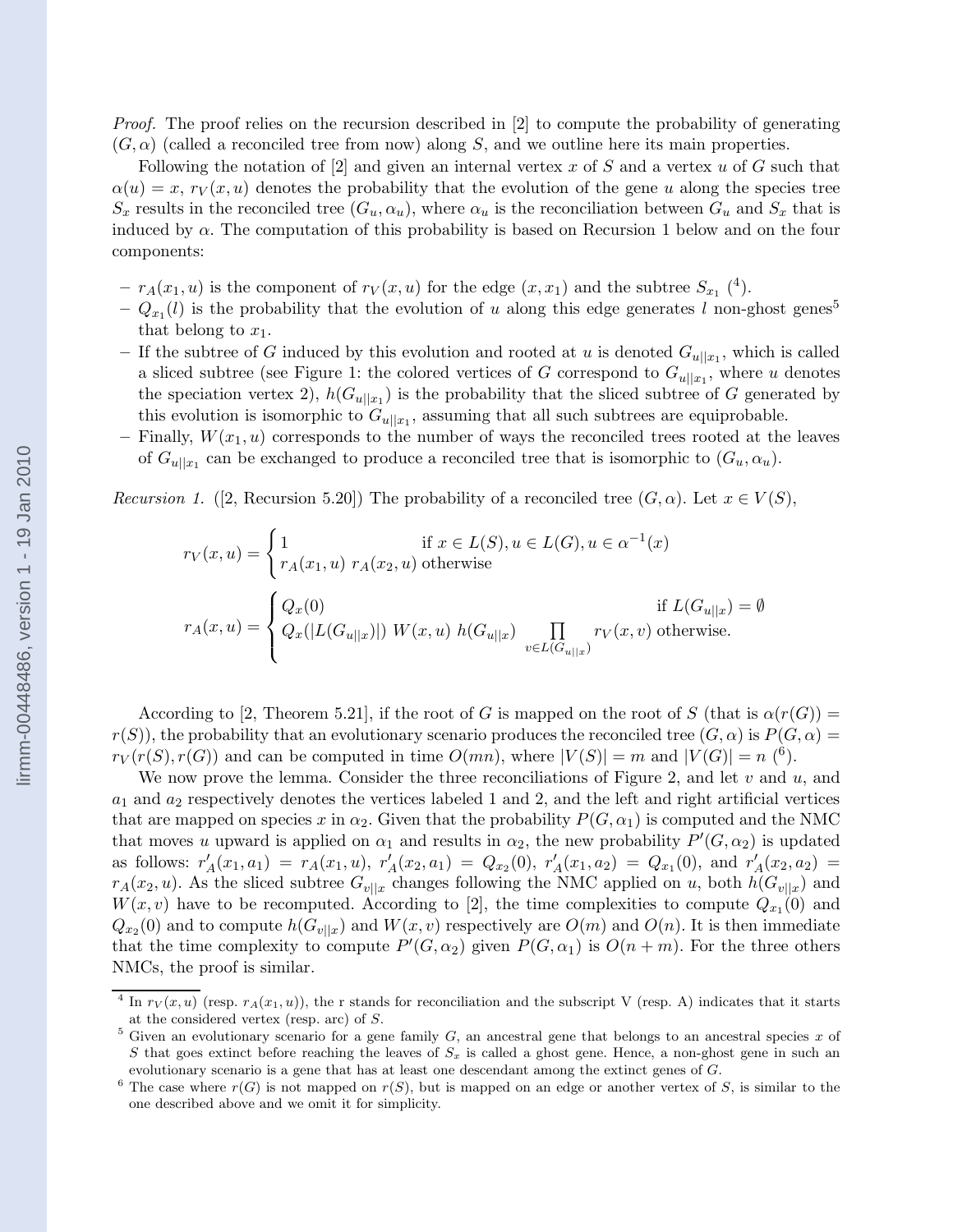*Proof.* The proof relies on the recursion described in [2] to compute the probability of generating $(G, \alpha)$ (called a reconciled tree from now) along $S$, and we outline here its main properties.

Following the notation of [2] and given an internal vertex $x$ of $S$ and a vertex $u$ of $G$ such that $\alpha(u) = x$, $r_V(x, u)$ denotes the probability that the evolution of the gene $u$ along the species tree $S_x$ results in the reconciled tree $(G_u, \alpha_u)$, where $\alpha_u$ is the reconciliation between $G_u$ and $S_x$ that is induced by $\alpha$. The computation of this probability is based on Recursion 1 below and on the four components:

- $r_A(x_1, u)$ is the component of $r_V(x, u)$ for the edge $(x, x_1)$ and the subtree $S_{x_1}$ ([4]).
- $Q_{x_1}(l)$ is the probability that the evolution of $u$ along this edge generates $l$ non-ghost genes[5] that belong to $x_1$.
- If the subtree of $G$ induced by this evolution and rooted at $u$ is denoted $G_{u||x_1}$, which is called a sliced subtree (see Figure 1: the colored vertices of $G$ correspond to $G_{u||x_1}$, where $u$ denotes the speciation vertex 2), $h(G_{u||x_1})$ is the probability that the sliced subtree of $G$ generated by this evolution is isomorphic to $G_{u||x_1}$, assuming that all such subtrees are equiprobable.
- Finally, $W(x_1, u)$ corresponds to the number of ways the reconciled trees rooted at the leaves of $G_{u||x_1}$ can be exchanged to produce a reconciled tree that is isomorphic to $(G_u, \alpha_u)$.

*Recursion 1.* ([2, Recursion 5.20]) The probability of a reconciled tree $(G, \alpha)$. Let $x \in V(S)$,

$$r_V(x, u) = \begin{cases} 1 & \text{if } x \in L(S), u \in L(G), u \in \alpha^{-1}(x) \\ r_A(x_1, u)\ r_A(x_2, u) & \text{otherwise} \end{cases}$$

$$r_A(x, u) = \begin{cases} Q_x(0) & \text{if } L(G_{u||x}) = \emptyset \\ Q_x(|L(G_{u||x})|)\ W(x, u)\ h(G_{u||x}) \displaystyle\prod_{v \in L(G_{u||x})} r_V(x, v) & \text{otherwise.} \end{cases}$$

According to [2, Theorem 5.21], if the root of $G$ is mapped on the root of $S$ (that is $\alpha(r(G)) = r(S)$), the probability that an evolutionary scenario produces the reconciled tree $(G, \alpha)$ is $P(G, \alpha) = r_V(r(S), r(G))$ and can be computed in time $O(mn)$, where $|V(S)| = m$ and $|V(G)| = n$ ([6]).

We now prove the lemma. Consider the three reconciliations of Figure 2, and let $v$ and $u$, and $a_1$ and $a_2$ respectively denotes the vertices labeled 1 and 2, and the left and right artificial vertices that are mapped on species $x$ in $\alpha_2$. Given that the probability $P(G, \alpha_1)$ is computed and the NMC that moves $u$ upward is applied on $\alpha_1$ and results in $\alpha_2$, the new probability $P'(G, \alpha_2)$ is updated as follows: $r'_A(x_1, a_1) = r_A(x_1, u)$, $r'_A(x_2, a_1) = Q_{x_2}(0)$, $r'_A(x_1, a_2) = Q_{x_1}(0)$, and $r'_A(x_2, a_2) = r_A(x_2, u)$. As the sliced subtree $G_{v||x}$ changes following the NMC applied on $u$, both $h(G_{v||x})$ and $W(x, v)$ have to be recomputed. According to [2], the time complexities to compute $Q_{x_1}(0)$ and $Q_{x_2}(0)$ and to compute $h(G_{v||x})$ and $W(x, v)$ respectively are $O(m)$ and $O(n)$. It is then immediate that the time complexity to compute $P'(G, \alpha_2)$ given $P(G, \alpha_1)$ is $O(n + m)$. For the three others NMCs, the proof is similar.

---

[4] In $r_V(x, u)$ (resp. $r_A(x_1, u)$), the r stands for reconciliation and the subscript V (resp. A) indicates that it starts at the considered vertex (resp. arc) of $S$.

[5] Given an evolutionary scenario for a gene family $G$, an ancestral gene that belongs to an ancestral species $x$ of $S$ that goes extinct before reaching the leaves of $S_x$ is called a ghost gene. Hence, a non-ghost gene in such an evolutionary scenario is a gene that has at least one descendant among the extinct genes of $G$.

[6] The case where $r(G)$ is not mapped on $r(S)$, but is mapped on an edge or another vertex of $S$, is similar to the one described above and we omit it for simplicity.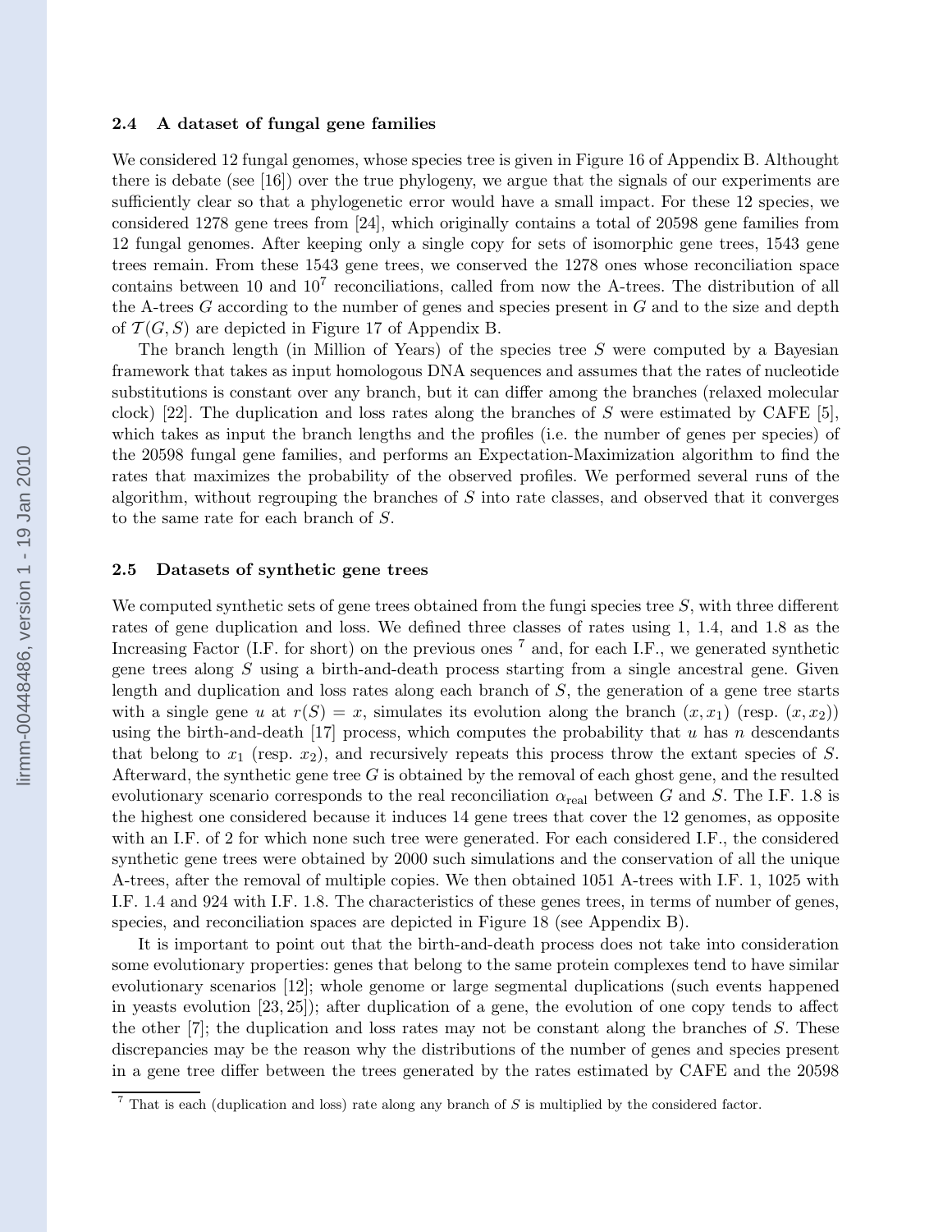### 2.4 A dataset of fungal gene families

We considered 12 fungal genomes, whose species tree is given in Figure 16 of Appendix B. Althought there is debate (see [16]) over the true phylogeny, we argue that the signals of our experiments are sufficiently clear so that a phylogenetic error would have a small impact. For these 12 species, we considered 1278 gene trees from [24], which originally contains a total of 20598 gene families from 12 fungal genomes. After keeping only a single copy for sets of isomorphic gene trees, 1543 gene trees remain. From these 1543 gene trees, we conserved the 1278 ones whose reconciliation space contains between 10 and $10^7$ reconciliations, called from now the A-trees. The distribution of all the A-trees $G$ according to the number of genes and species present in $G$ and to the size and depth of $\mathcal{T}(G, S)$ are depicted in Figure 17 of Appendix B.

The branch length (in Million of Years) of the species tree $S$ were computed by a Bayesian framework that takes as input homologous DNA sequences and assumes that the rates of nucleotide substitutions is constant over any branch, but it can differ among the branches (relaxed molecular clock) [22]. The duplication and loss rates along the branches of $S$ were estimated by CAFE [5], which takes as input the branch lengths and the profiles (i.e. the number of genes per species) of the 20598 fungal gene families, and performs an Expectation-Maximization algorithm to find the rates that maximizes the probability of the observed profiles. We performed several runs of the algorithm, without regrouping the branches of $S$ into rate classes, and observed that it converges to the same rate for each branch of $S$.

### 2.5 Datasets of synthetic gene trees

We computed synthetic sets of gene trees obtained from the fungi species tree $S$, with three different rates of gene duplication and loss. We defined three classes of rates using 1, 1.4, and 1.8 as the Increasing Factor (I.F. for short) on the previous ones [7] and, for each I.F., we generated synthetic gene trees along $S$ using a birth-and-death process starting from a single ancestral gene. Given length and duplication and loss rates along each branch of $S$, the generation of a gene tree starts with a single gene $u$ at $r(S) = x$, simulates its evolution along the branch $(x, x_1)$ (resp. $(x, x_2)$) using the birth-and-death [17] process, which computes the probability that $u$ has $n$ descendants that belong to $x_1$ (resp. $x_2$), and recursively repeats this process throw the extant species of $S$. Afterward, the synthetic gene tree $G$ is obtained by the removal of each ghost gene, and the resulted evolutionary scenario corresponds to the real reconciliation $\alpha_{\text{real}}$ between $G$ and $S$. The I.F. 1.8 is the highest one considered because it induces 14 gene trees that cover the 12 genomes, as opposite with an I.F. of 2 for which none such tree were generated. For each considered I.F., the considered synthetic gene trees were obtained by 2000 such simulations and the conservation of all the unique A-trees, after the removal of multiple copies. We then obtained 1051 A-trees with I.F. 1, 1025 with I.F. 1.4 and 924 with I.F. 1.8. The characteristics of these genes trees, in terms of number of genes, species, and reconciliation spaces are depicted in Figure 18 (see Appendix B).

It is important to point out that the birth-and-death process does not take into consideration some evolutionary properties: genes that belong to the same protein complexes tend to have similar evolutionary scenarios [12]; whole genome or large segmental duplications (such events happened in yeasts evolution [23, 25]); after duplication of a gene, the evolution of one copy tends to affect the other [7]; the duplication and loss rates may not be constant along the branches of $S$. These discrepancies may be the reason why the distributions of the number of genes and species present in a gene tree differ between the trees generated by the rates estimated by CAFE and the 20598

[7] That is each (duplication and loss) rate along any branch of $S$ is multiplied by the considered factor.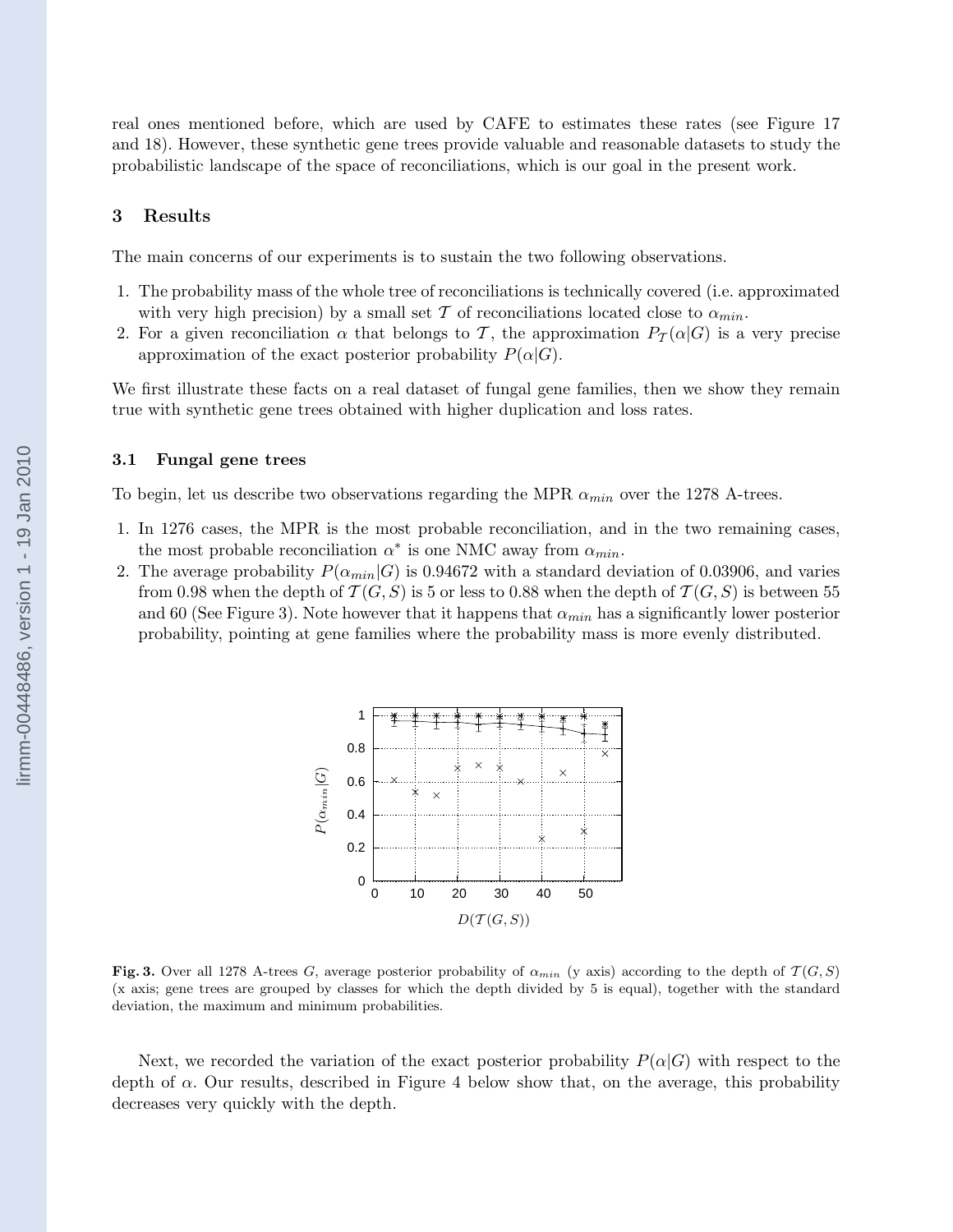real ones mentioned before, which are used by CAFE to estimates these rates (see Figure 17 and 18). However, these synthetic gene trees provide valuable and reasonable datasets to study the probabilistic landscape of the space of reconciliations, which is our goal in the present work.

## 3 Results

The main concerns of our experiments is to sustain the two following observations.

1. The probability mass of the whole tree of reconciliations is technically covered (i.e. approximated with very high precision) by a small set $\mathcal{T}$ of reconciliations located close to $\alpha_{min}$.
2. For a given reconciliation $\alpha$ that belongs to $\mathcal{T}$, the approximation $P_{\mathcal{T}}(\alpha|G)$ is a very precise approximation of the exact posterior probability $P(\alpha|G)$.

We first illustrate these facts on a real dataset of fungal gene families, then we show they remain true with synthetic gene trees obtained with higher duplication and loss rates.

### 3.1 Fungal gene trees

To begin, let us describe two observations regarding the MPR $\alpha_{min}$ over the 1278 A-trees.

1. In 1276 cases, the MPR is the most probable reconciliation, and in the two remaining cases, the most probable reconciliation $\alpha^*$ is one NMC away from $\alpha_{min}$.
2. The average probability $P(\alpha_{min}|G)$ is 0.94672 with a standard deviation of 0.03906, and varies from 0.98 when the depth of $\mathcal{T}(G, S)$ is 5 or less to 0.88 when the depth of $\mathcal{T}(G, S)$ is between 55 and 60 (See Figure 3). Note however that it happens that $\alpha_{min}$ has a significantly lower posterior probability, pointing at gene families where the probability mass is more evenly distributed.

**Fig. 3.** Over all 1278 A-trees $G$, average posterior probability of $\alpha_{min}$ (y axis) according to the depth of $\mathcal{T}(G, S)$ (x axis; gene trees are grouped by classes for which the depth divided by 5 is equal), together with the standard deviation, the maximum and minimum probabilities.

Next, we recorded the variation of the exact posterior probability $P(\alpha|G)$ with respect to the depth of $\alpha$. Our results, described in Figure 4 below show that, on the average, this probability decreases very quickly with the depth.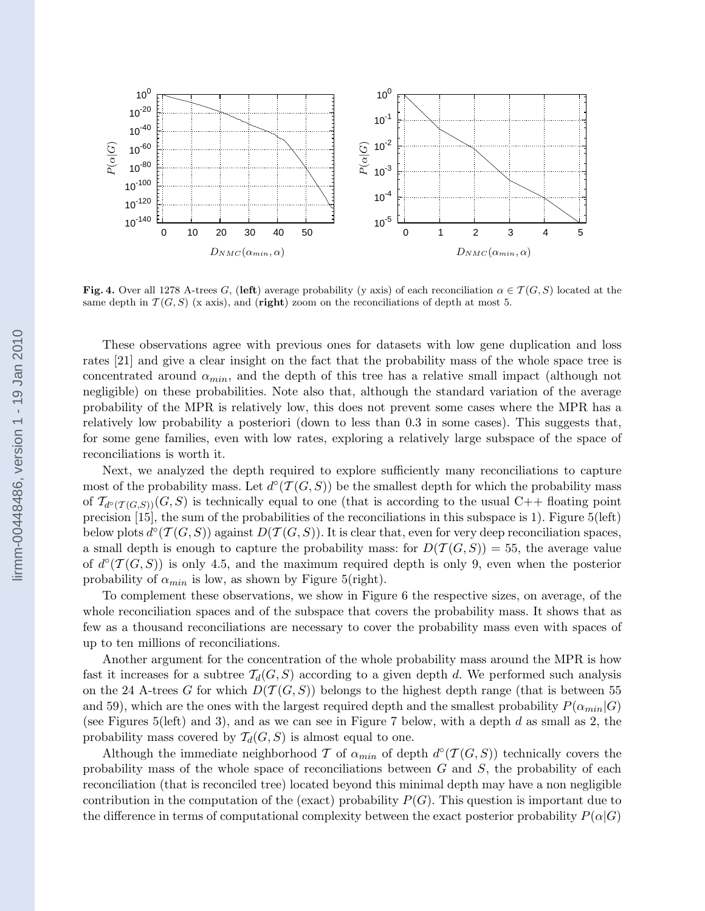**Fig. 4.** Over all 1278 A-trees $G$, (**left**) average probability (y axis) of each reconciliation $\alpha \in \mathcal{T}(G, S)$ located at the same depth in $\mathcal{T}(G, S)$ (x axis), and (**right**) zoom on the reconciliations of depth at most 5.

These observations agree with previous ones for datasets with low gene duplication and loss rates [21] and give a clear insight on the fact that the probability mass of the whole space tree is concentrated around $\alpha_{min}$, and the depth of this tree has a relative small impact (although not negligible) on these probabilities. Note also that, although the standard variation of the average probability of the MPR is relatively low, this does not prevent some cases where the MPR has a relatively low probability a posteriori (down to less than 0.3 in some cases). This suggests that, for some gene families, even with low rates, exploring a relatively large subspace of the space of reconciliations is worth it.

Next, we analyzed the depth required to explore sufficiently many reconciliations to capture most of the probability mass. Let $d^{\circ}(\mathcal{T}(G, S))$ be the smallest depth for which the probability mass of $\mathcal{T}_{d^{\circ}(\mathcal{T}(G,S))}(G, S)$ is technically equal to one (that is according to the usual C++ floating point precision [15], the sum of the probabilities of the reconciliations in this subspace is 1). Figure 5(left) below plots $d^{\circ}(\mathcal{T}(G, S))$ against $D(\mathcal{T}(G, S))$. It is clear that, even for very deep reconciliation spaces, a small depth is enough to capture the probability mass: for $D(\mathcal{T}(G, S)) = 55$, the average value of $d^{\circ}(\mathcal{T}(G, S))$ is only 4.5, and the maximum required depth is only 9, even when the posterior probability of $\alpha_{min}$ is low, as shown by Figure 5(right).

To complement these observations, we show in Figure 6 the respective sizes, on average, of the whole reconciliation spaces and of the subspace that covers the probability mass. It shows that as few as a thousand reconciliations are necessary to cover the probability mass even with spaces of up to ten millions of reconciliations.

Another argument for the concentration of the whole probability mass around the MPR is how fast it increases for a subtree $\mathcal{T}_d(G, S)$ according to a given depth $d$. We performed such analysis on the 24 A-trees $G$ for which $D(\mathcal{T}(G, S))$ belongs to the highest depth range (that is between 55 and 59), which are the ones with the largest required depth and the smallest probability $P(\alpha_{min}|G)$ (see Figures 5(left) and 3), and as we can see in Figure 7 below, with a depth $d$ as small as 2, the probability mass covered by $\mathcal{T}_d(G, S)$ is almost equal to one.

Although the immediate neighborhood $\mathcal{T}$ of $\alpha_{min}$ of depth $d^{\circ}(\mathcal{T}(G, S))$ technically covers the probability mass of the whole space of reconciliations between $G$ and $S$, the probability of each reconciliation (that is reconciled tree) located beyond this minimal depth may have a non negligible contribution in the computation of the (exact) probability $P(G)$. This question is important due to the difference in terms of computational complexity between the exact posterior probability $P(\alpha|G)$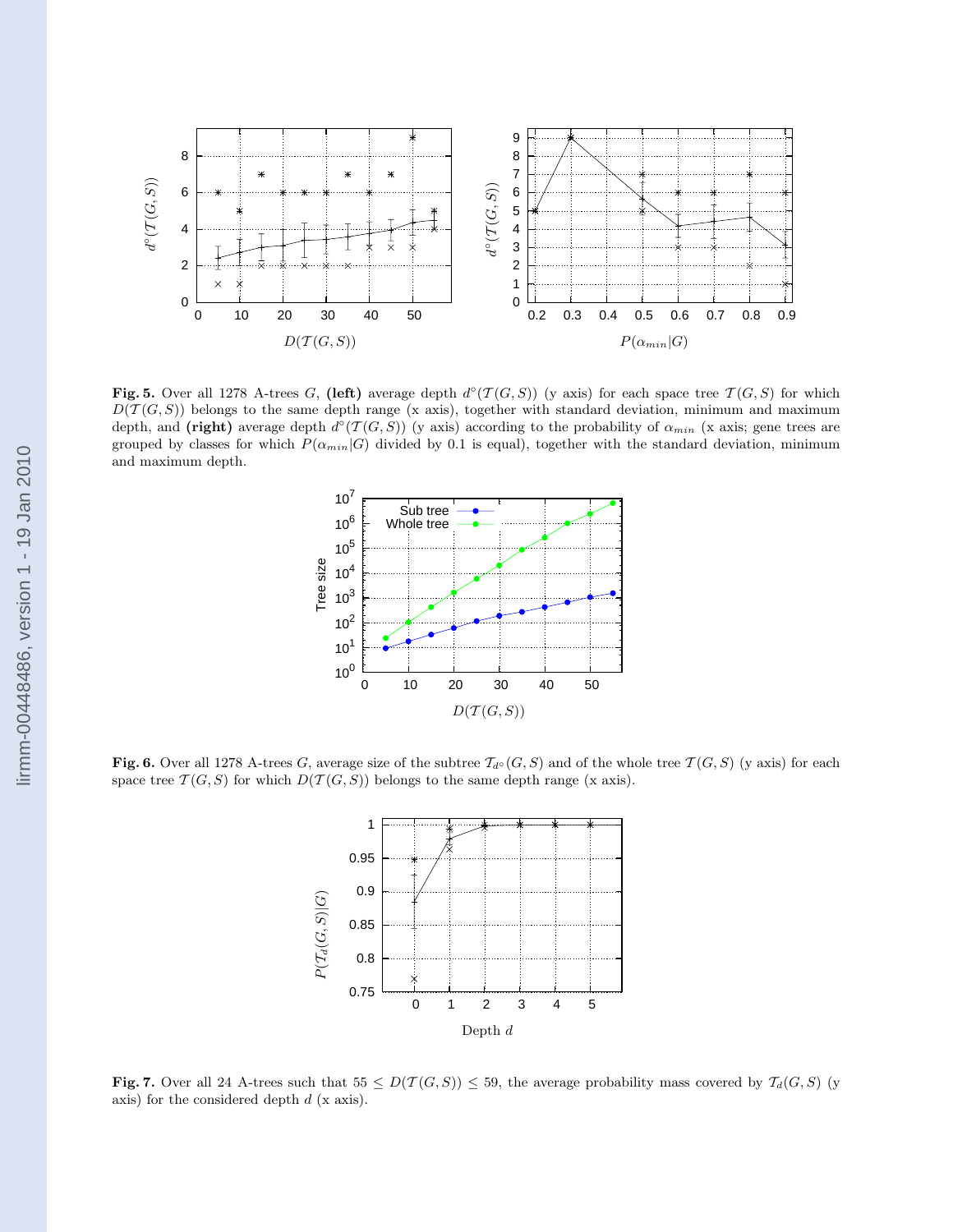**Fig. 5.** Over all 1278 A-trees $G$, **(left)** average depth $d^{\circ}(\mathcal{T}(G,S))$ (y axis) for each space tree $\mathcal{T}(G,S)$ for which $D(\mathcal{T}(G,S))$ belongs to the same depth range (x axis), together with standard deviation, minimum and maximum depth, and **(right)** average depth $d^{\circ}(\mathcal{T}(G,S))$ (y axis) according to the probability of $\alpha_{min}$ (x axis; gene trees are grouped by classes for which $P(\alpha_{min}|G)$ divided by 0.1 is equal), together with the standard deviation, minimum and maximum depth.

**Fig. 6.** Over all 1278 A-trees $G$, average size of the subtree $\mathcal{T}_{d^{\circ}}(G,S)$ and of the whole tree $\mathcal{T}(G,S)$ (y axis) for each space tree $\mathcal{T}(G,S)$ for which $D(\mathcal{T}(G,S))$ belongs to the same depth range (x axis).

**Fig. 7.** Over all 24 A-trees such that $55 \leq D(\mathcal{T}(G,S)) \leq 59$, the average probability mass covered by $\mathcal{T}_d(G,S)$ (y axis) for the considered depth $d$ (x axis).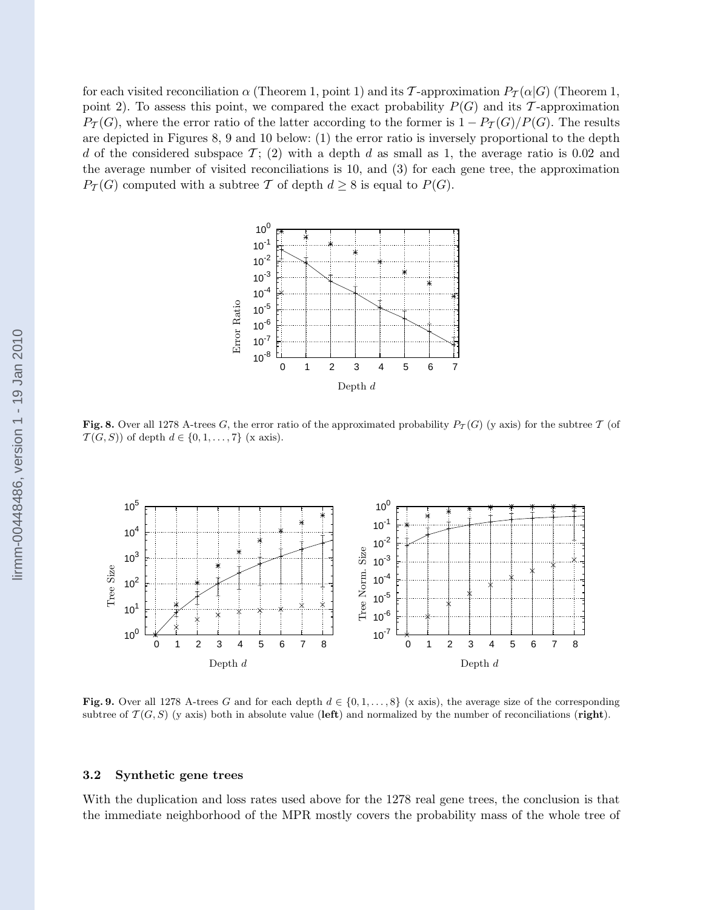for each visited reconciliation $\alpha$ (Theorem 1, point 1) and its $\mathcal{T}$-approximation $P_{\mathcal{T}}(\alpha|G)$ (Theorem 1, point 2). To assess this point, we compared the exact probability $P(G)$ and its $\mathcal{T}$-approximation $P_{\mathcal{T}}(G)$, where the error ratio of the latter according to the former is $1 - P_{\mathcal{T}}(G)/P(G)$. The results are depicted in Figures 8, 9 and 10 below: (1) the error ratio is inversely proportional to the depth $d$ of the considered subspace $\mathcal{T}$; (2) with a depth $d$ as small as 1, the average ratio is 0.02 and the average number of visited reconciliations is 10, and (3) for each gene tree, the approximation $P_{\mathcal{T}}(G)$ computed with a subtree $\mathcal{T}$ of depth $d \geq 8$ is equal to $P(G)$.

**Fig. 8.** Over all 1278 A-trees $G$, the error ratio of the approximated probability $P_{\mathcal{T}}(G)$ (y axis) for the subtree $\mathcal{T}$ (of $\mathcal{T}(G, S)$) of depth $d \in \{0, 1, \ldots, 7\}$ (x axis).

**Fig. 9.** Over all 1278 A-trees $G$ and for each depth $d \in \{0, 1, \ldots, 8\}$ (x axis), the average size of the corresponding subtree of $\mathcal{T}(G, S)$ (y axis) both in absolute value (**left**) and normalized by the number of reconciliations (**right**).

### 3.2 Synthetic gene trees

With the duplication and loss rates used above for the 1278 real gene trees, the conclusion is that the immediate neighborhood of the MPR mostly covers the probability mass of the whole tree of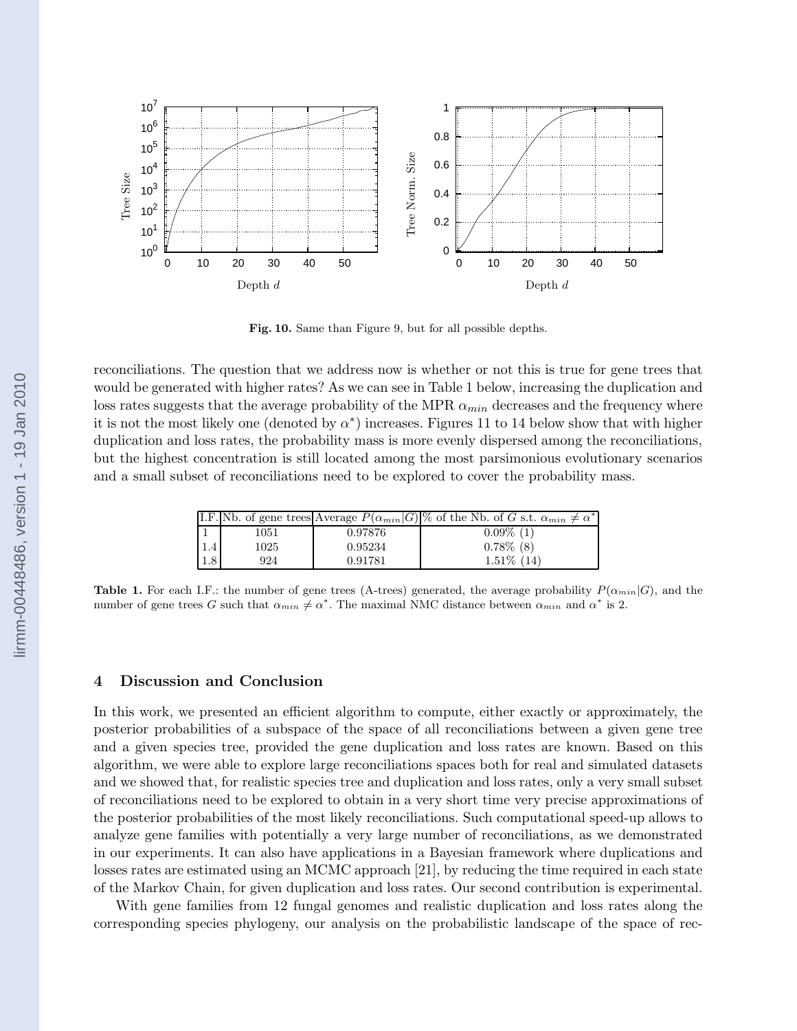Fig. 10. Same than Figure 9, but for all possible depths.

reconciliations. The question that we address now is whether or not this is true for gene trees that would be generated with higher rates? As we can see in Table 1 below, increasing the duplication and loss rates suggests that the average probability of the MPR $\alpha_{min}$ decreases and the frequency where it is not the most likely one (denoted by $\alpha^*$) increases. Figures 11 to 14 below show that with higher duplication and loss rates, the probability mass is more evenly dispersed among the reconciliations, but the highest concentration is still located among the most parsimonious evolutionary scenarios and a small subset of reconciliations need to be explored to cover the probability mass.

| I.F. | Nb. of gene trees | Average $P(\alpha_{min}\|G)$ | % of the Nb. of $G$ s.t. $\alpha_{min} \neq \alpha^*$ |
|---|---|---|---|
| 1 | 1051 | 0.97876 | 0.09% (1) |
| 1.4 | 1025 | 0.95234 | 0.78% (8) |
| 1.8 | 924 | 0.91781 | 1.51% (14) |

**Table 1.** For each I.F.: the number of gene trees (A-trees) generated, the average probability $P(\alpha_{min}|G)$, and the number of gene trees $G$ such that $\alpha_{min} \neq \alpha^*$. The maximal NMC distance between $\alpha_{min}$ and $\alpha^*$ is 2.

## 4 Discussion and Conclusion

In this work, we presented an efficient algorithm to compute, either exactly or approximately, the posterior probabilities of a subspace of the space of all reconciliations between a given gene tree and a given species tree, provided the gene duplication and loss rates are known. Based on this algorithm, we were able to explore large reconciliations spaces both for real and simulated datasets and we showed that, for realistic species tree and duplication and loss rates, only a very small subset of reconciliations need to be explored to obtain in a very short time very precise approximations of the posterior probabilities of the most likely reconciliations. Such computational speed-up allows to analyze gene families with potentially a very large number of reconciliations, as we demonstrated in our experiments. It can also have applications in a Bayesian framework where duplications and losses rates are estimated using an MCMC approach [21], by reducing the time required in each state of the Markov Chain, for given duplication and loss rates. Our second contribution is experimental.

With gene families from 12 fungal genomes and realistic duplication and loss rates along the corresponding species phylogeny, our analysis on the probabilistic landscape of the space of rec-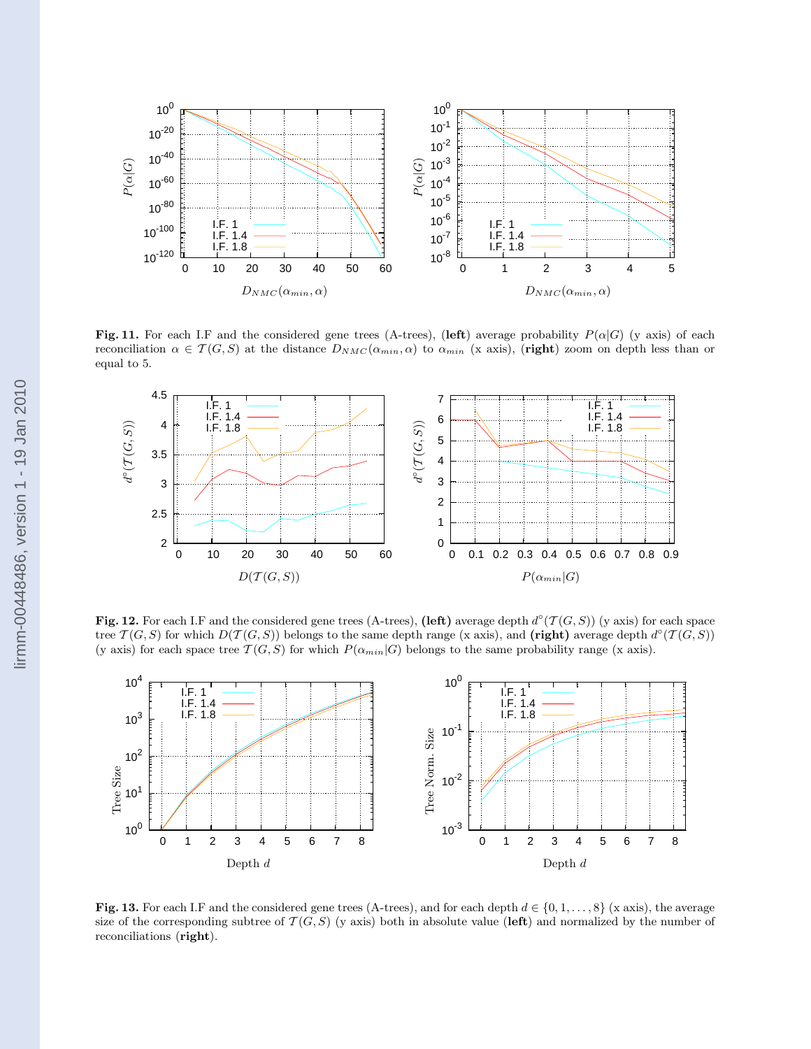**Fig. 11.** For each I.F and the considered gene trees (A-trees), (**left**) average probability $P(\alpha|G)$ (y axis) of each reconciliation $\alpha \in \mathcal{T}(G,S)$ at the distance $D_{NMC}(\alpha_{min},\alpha)$ to $\alpha_{min}$ (x axis), (**right**) zoom on depth less than or equal to 5.

**Fig. 12.** For each I.F and the considered gene trees (A-trees), **(left)** average depth $d^{\circ}(\mathcal{T}(G,S))$ (y axis) for each space tree $\mathcal{T}(G,S)$ for which $D(\mathcal{T}(G,S))$ belongs to the same depth range (x axis), and **(right)** average depth $d^{\circ}(\mathcal{T}(G,S))$ (y axis) for each space tree $\mathcal{T}(G,S)$ for which $P(\alpha_{min}|G)$ belongs to the same probability range (x axis).

**Fig. 13.** For each I.F and the considered gene trees (A-trees), and for each depth $d \in \{0,1,\ldots,8\}$ (x axis), the average size of the corresponding subtree of $\mathcal{T}(G,S)$ (y axis) both in absolute value (**left**) and normalized by the number of reconciliations (**right**).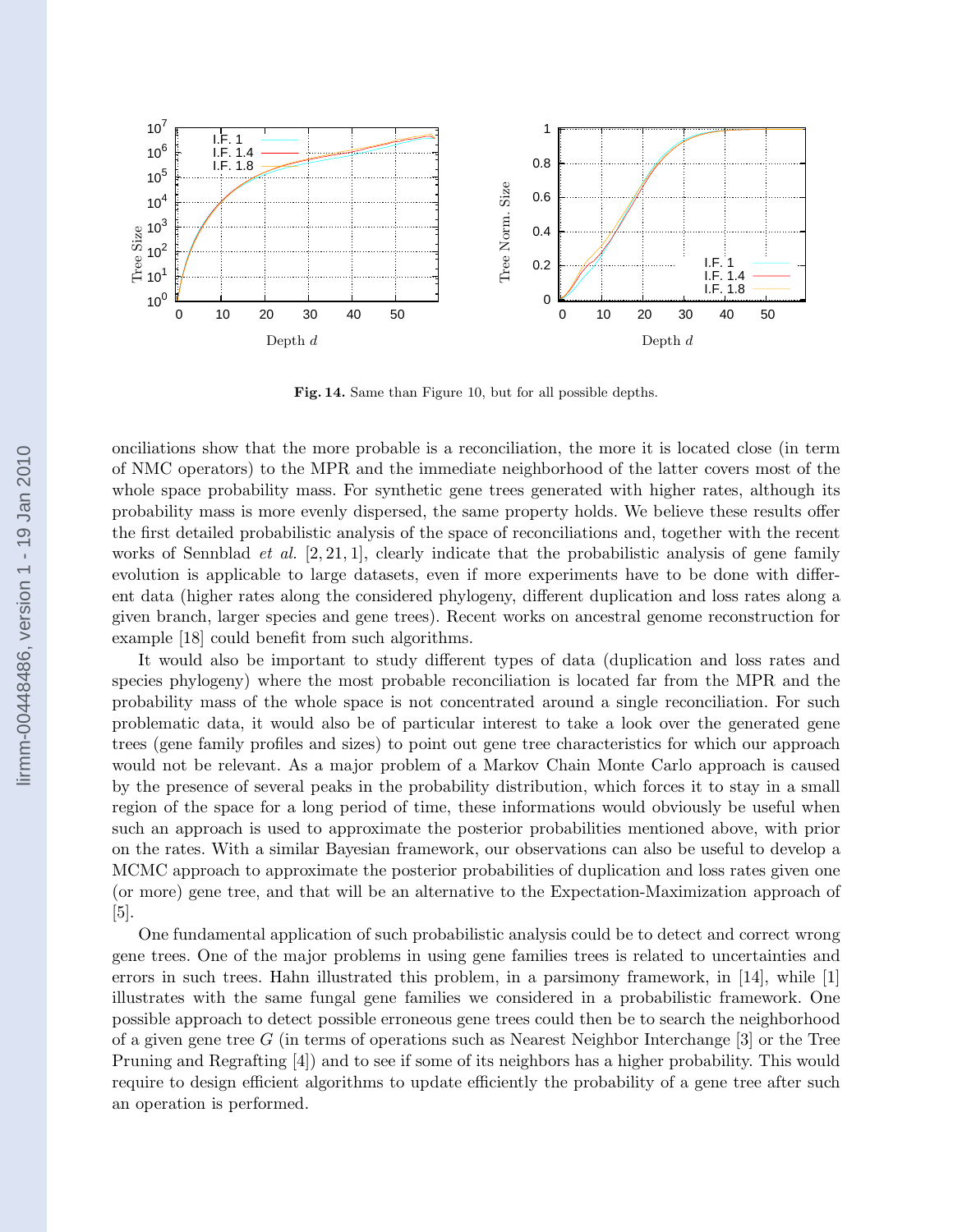**Fig. 14.** Same than Figure 10, but for all possible depths.

onciliations show that the more probable is a reconciliation, the more it is located close (in term of NMC operators) to the MPR and the immediate neighborhood of the latter covers most of the whole space probability mass. For synthetic gene trees generated with higher rates, although its probability mass is more evenly dispersed, the same property holds. We believe these results offer the first detailed probabilistic analysis of the space of reconciliations and, together with the recent works of Sennblad *et al.* [2, 21, 1], clearly indicate that the probabilistic analysis of gene family evolution is applicable to large datasets, even if more experiments have to be done with different data (higher rates along the considered phylogeny, different duplication and loss rates along a given branch, larger species and gene trees). Recent works on ancestral genome reconstruction for example [18] could benefit from such algorithms.

It would also be important to study different types of data (duplication and loss rates and species phylogeny) where the most probable reconciliation is located far from the MPR and the probability mass of the whole space is not concentrated around a single reconciliation. For such problematic data, it would also be of particular interest to take a look over the generated gene trees (gene family profiles and sizes) to point out gene tree characteristics for which our approach would not be relevant. As a major problem of a Markov Chain Monte Carlo approach is caused by the presence of several peaks in the probability distribution, which forces it to stay in a small region of the space for a long period of time, these informations would obviously be useful when such an approach is used to approximate the posterior probabilities mentioned above, with prior on the rates. With a similar Bayesian framework, our observations can also be useful to develop a MCMC approach to approximate the posterior probabilities of duplication and loss rates given one (or more) gene tree, and that will be an alternative to the Expectation-Maximization approach of [5].

One fundamental application of such probabilistic analysis could be to detect and correct wrong gene trees. One of the major problems in using gene families trees is related to uncertainties and errors in such trees. Hahn illustrated this problem, in a parsimony framework, in [14], while [1] illustrates with the same fungal gene families we considered in a probabilistic framework. One possible approach to detect possible erroneous gene trees could then be to search the neighborhood of a given gene tree $G$ (in terms of operations such as Nearest Neighbor Interchange [3] or the Tree Pruning and Regrafting [4]) and to see if some of its neighbors has a higher probability. This would require to design efficient algorithms to update efficiently the probability of a gene tree after such an operation is performed.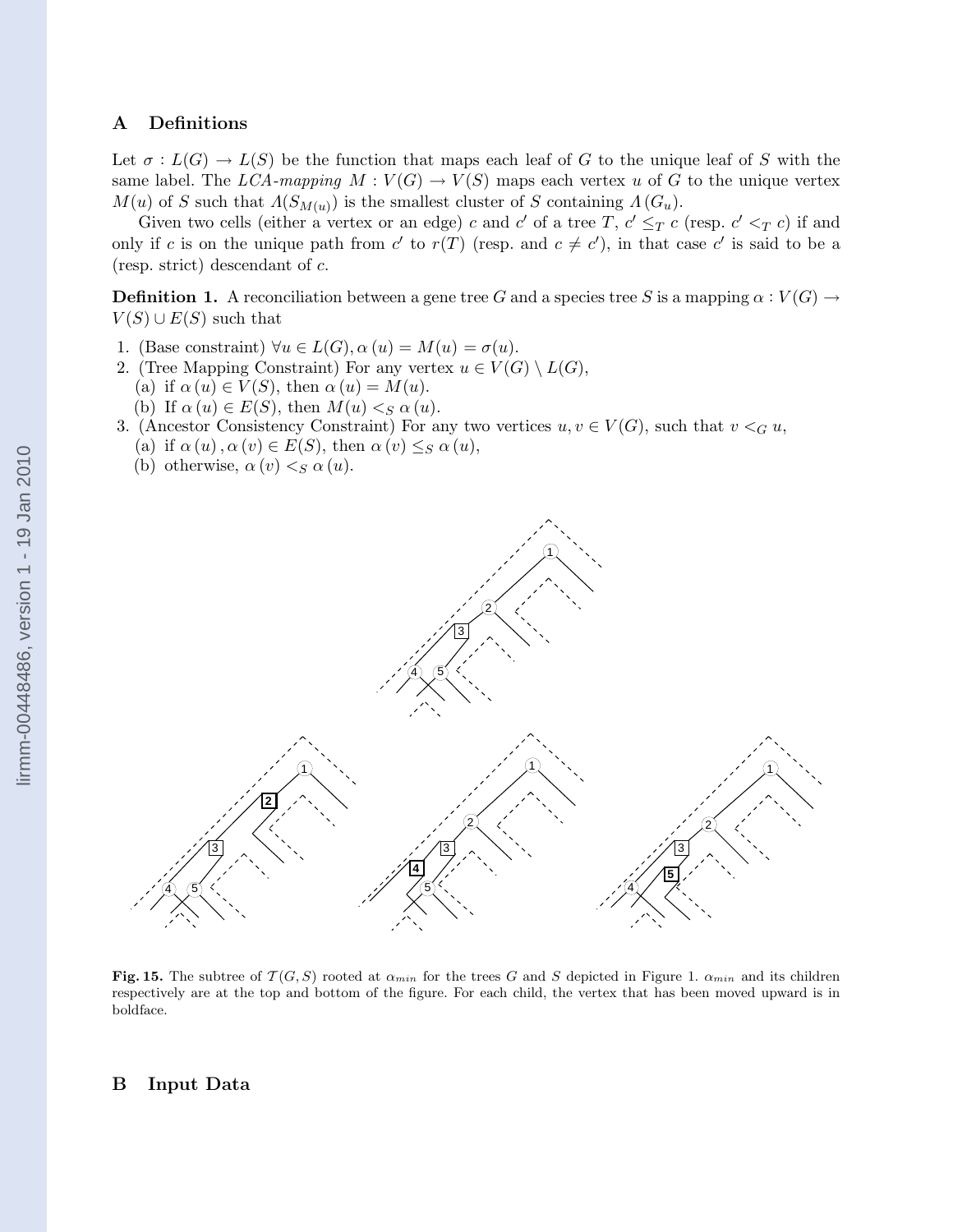## A Definitions

Let $\sigma : L(G) \to L(S)$ be the function that maps each leaf of $G$ to the unique leaf of $S$ with the same label. The *LCA-mapping* $M : V(G) \to V(S)$ maps each vertex $u$ of $G$ to the unique vertex $M(u)$ of $S$ such that $\Lambda(S_{M(u)})$ is the smallest cluster of $S$ containing $\Lambda(G_u)$.

Given two cells (either a vertex or an edge) $c$ and $c'$ of a tree $T$, $c' \leq_T c$ (resp. $c' <_T c$) if and only if $c$ is on the unique path from $c'$ to $r(T)$ (resp. and $c \neq c'$), in that case $c'$ is said to be a (resp. strict) descendant of $c$.

**Definition 1.** A reconciliation between a gene tree $G$ and a species tree $S$ is a mapping $\alpha : V(G) \to V(S) \cup E(S)$ such that

1. (Base constraint) $\forall u \in L(G), \alpha(u) = M(u) = \sigma(u)$.
2. (Tree Mapping Constraint) For any vertex $u \in V(G) \setminus L(G)$,
   (a) if $\alpha(u) \in V(S)$, then $\alpha(u) = M(u)$.
   (b) If $\alpha(u) \in E(S)$, then $M(u) <_S \alpha(u)$.
3. (Ancestor Consistency Constraint) For any two vertices $u, v \in V(G)$, such that $v <_G u$,
   (a) if $\alpha(u), \alpha(v) \in E(S)$, then $\alpha(v) \leq_S \alpha(u)$,
   (b) otherwise, $\alpha(v) <_S \alpha(u)$.

**Fig. 15.** The subtree of $\mathcal{T}(G, S)$ rooted at $\alpha_{min}$ for the trees $G$ and $S$ depicted in Figure 1. $\alpha_{min}$ and its children respectively are at the top and bottom of the figure. For each child, the vertex that has been moved upward is in boldface.

## B Input Data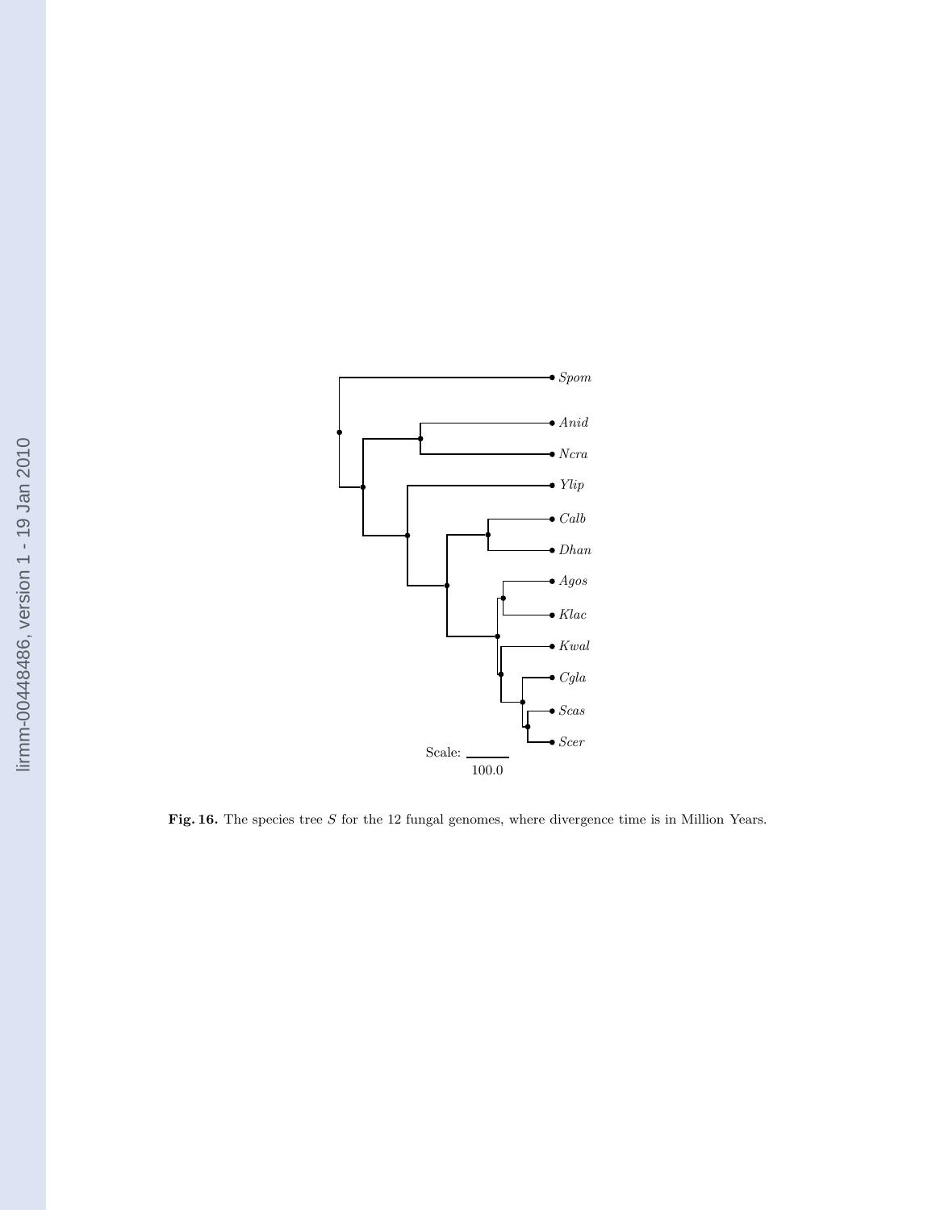**Fig. 16.** The species tree $S$ for the 12 fungal genomes, where divergence time is in Million Years.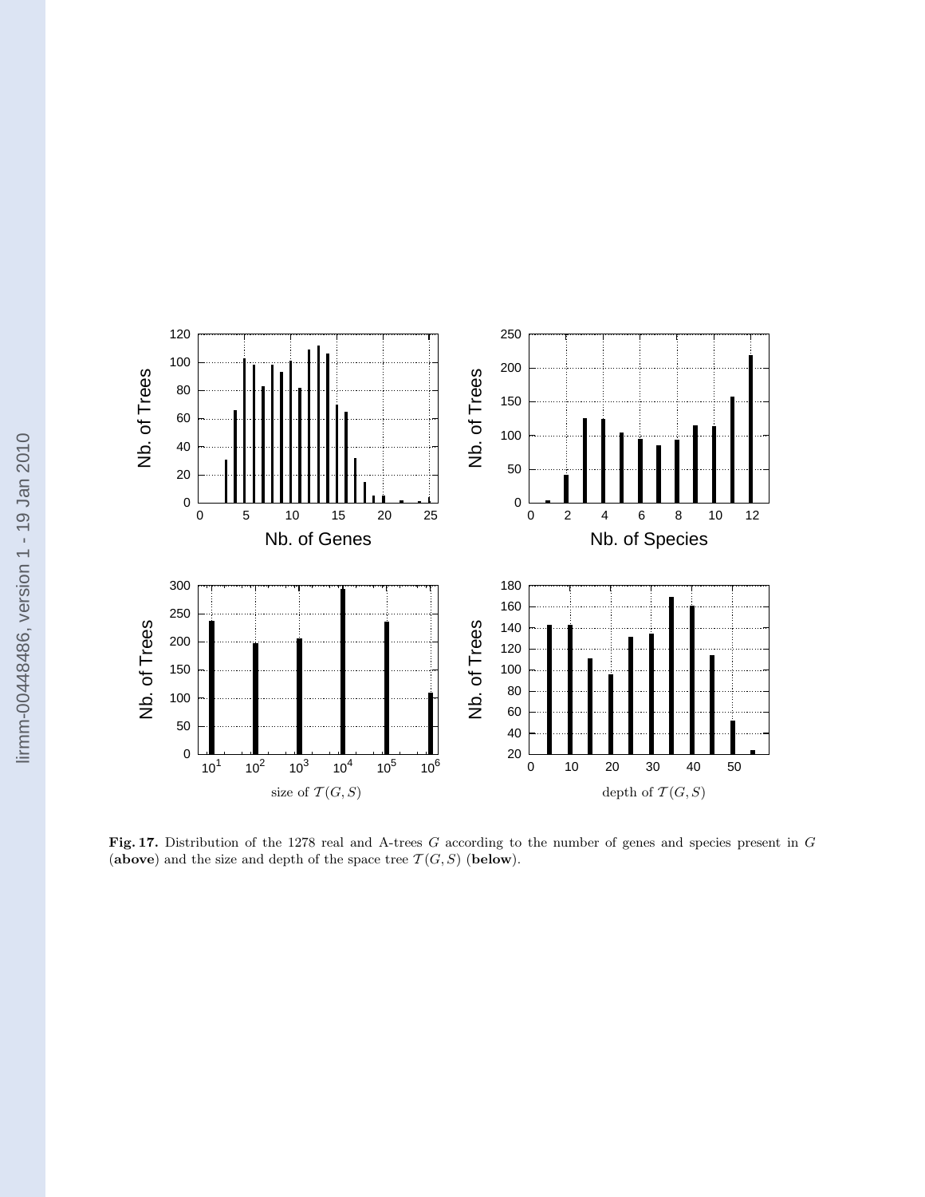**Fig. 17.** Distribution of the 1278 real and A-trees $G$ according to the number of genes and species present in $G$ (**above**) and the size and depth of the space tree $\mathcal{T}(G, S)$ (**below**).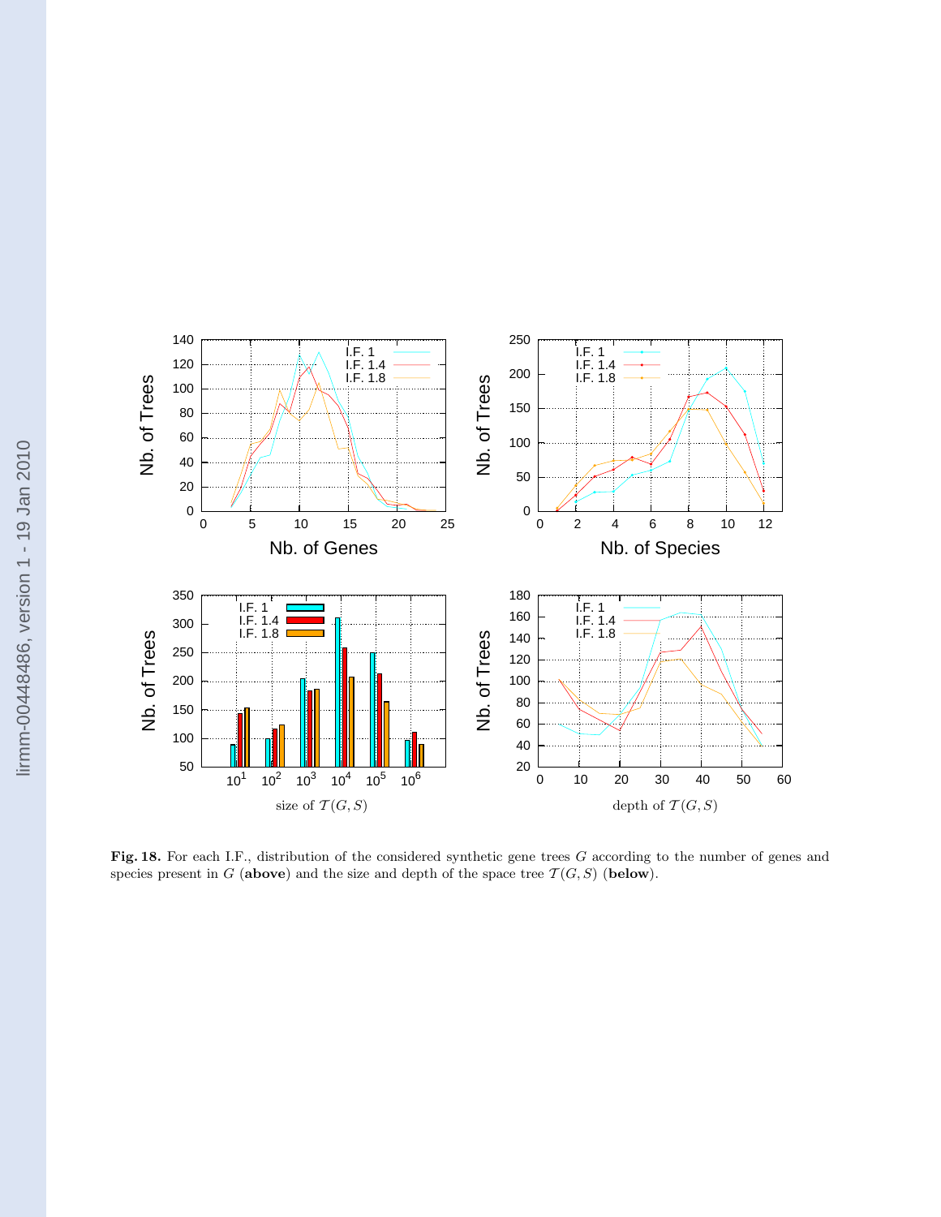**Fig. 18.** For each I.F., distribution of the considered synthetic gene trees $G$ according to the number of genes and species present in $G$ (**above**) and the size and depth of the space tree $\mathcal{T}(G, S)$ (**below**).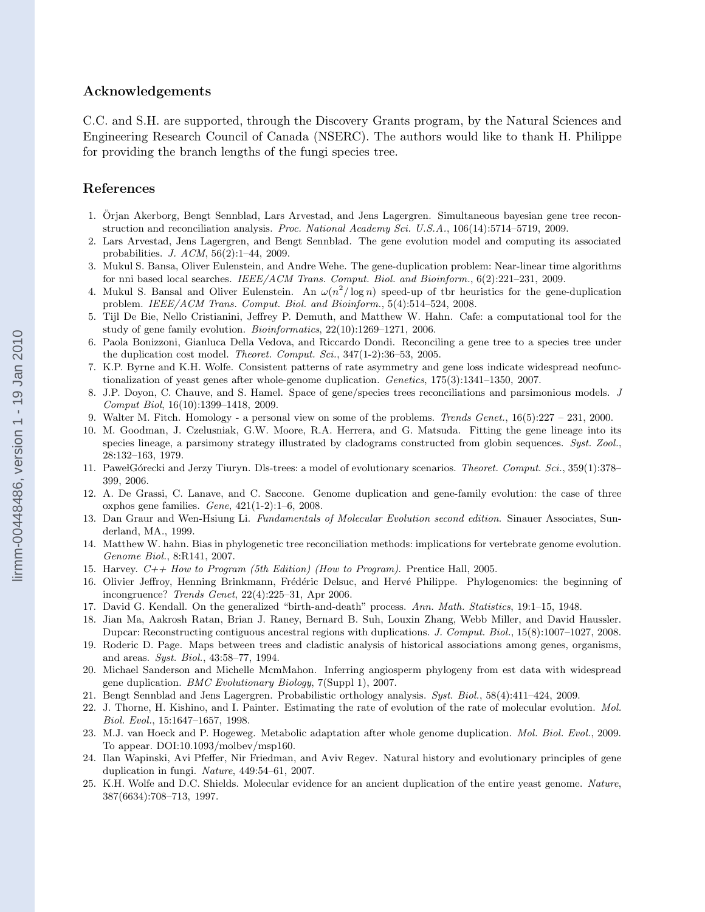## Acknowledgements

C.C. and S.H. are supported, through the Discovery Grants program, by the Natural Sciences and Engineering Research Council of Canada (NSERC). The authors would like to thank H. Philippe for providing the branch lengths of the fungi species tree.

## References

1. Örjan Akerborg, Bengt Sennblad, Lars Arvestad, and Jens Lagergren. Simultaneous bayesian gene tree reconstruction and reconciliation analysis. *Proc. National Academy Sci. U.S.A.*, 106(14):5714–5719, 2009.
2. Lars Arvestad, Jens Lagergren, and Bengt Sennblad. The gene evolution model and computing its associated probabilities. *J. ACM*, 56(2):1–44, 2009.
3. Mukul S. Bansa, Oliver Eulenstein, and Andre Wehe. The gene-duplication problem: Near-linear time algorithms for nni based local searches. *IEEE/ACM Trans. Comput. Biol. and Bioinform.*, 6(2):221–231, 2009.
4. Mukul S. Bansal and Oliver Eulenstein. An $\omega(n^2/\log n)$ speed-up of tbr heuristics for the gene-duplication problem. *IEEE/ACM Trans. Comput. Biol. and Bioinform.*, 5(4):514–524, 2008.
5. Tijl De Bie, Nello Cristianini, Jeffrey P. Demuth, and Matthew W. Hahn. Cafe: a computational tool for the study of gene family evolution. *Bioinformatics*, 22(10):1269–1271, 2006.
6. Paola Bonizzoni, Gianluca Della Vedova, and Riccardo Dondi. Reconciling a gene tree to a species tree under the duplication cost model. *Theoret. Comput. Sci.*, 347(1-2):36–53, 2005.
7. K.P. Byrne and K.H. Wolfe. Consistent patterns of rate asymmetry and gene loss indicate widespread neofunctionalization of yeast genes after whole-genome duplication. *Genetics*, 175(3):1341–1350, 2007.
8. J.P. Doyon, C. Chauve, and S. Hamel. Space of gene/species trees reconciliations and parsimonious models. *J Comput Biol*, 16(10):1399–1418, 2009.
9. Walter M. Fitch. Homology - a personal view on some of the problems. *Trends Genet.*, 16(5):227 – 231, 2000.
10. M. Goodman, J. Czelusniak, G.W. Moore, R.A. Herrera, and G. Matsuda. Fitting the gene lineage into its species lineage, a parsimony strategy illustrated by cladograms constructed from globin sequences. *Syst. Zool.*, 28:132–163, 1979.
11. PawelGórecki and Jerzy Tiuryn. Dls-trees: a model of evolutionary scenarios. *Theoret. Comput. Sci.*, 359(1):378–399, 2006.
12. A. De Grassi, C. Lanave, and C. Saccone. Genome duplication and gene-family evolution: the case of three oxphos gene families. *Gene*, 421(1-2):1–6, 2008.
13. Dan Graur and Wen-Hsiung Li. *Fundamentals of Molecular Evolution second edition*. Sinauer Associates, Sunderland, MA., 1999.
14. Matthew W. hahn. Bias in phylogenetic tree reconciliation methods: implications for vertebrate genome evolution. *Genome Biol.*, 8:R141, 2007.
15. Harvey. *C++ How to Program (5th Edition) (How to Program)*. Prentice Hall, 2005.
16. Olivier Jeffroy, Henning Brinkmann, Frédéric Delsuc, and Hervé Philippe. Phylogenomics: the beginning of incongruence? *Trends Genet*, 22(4):225–31, Apr 2006.
17. David G. Kendall. On the generalized "birth-and-death" process. *Ann. Math. Statistics*, 19:1–15, 1948.
18. Jian Ma, Aakrosh Ratan, Brian J. Raney, Bernard B. Suh, Louxin Zhang, Webb Miller, and David Haussler. Dupcar: Reconstructing contiguous ancestral regions with duplications. *J. Comput. Biol.*, 15(8):1007–1027, 2008.
19. Roderic D. Page. Maps between trees and cladistic analysis of historical associations among genes, organisms, and areas. *Syst. Biol.*, 43:58–77, 1994.
20. Michael Sanderson and Michelle McmMahon. Inferring angiosperm phylogeny from est data with widespread gene duplication. *BMC Evolutionary Biology*, 7(Suppl 1), 2007.
21. Bengt Sennblad and Jens Lagergren. Probabilistic orthology analysis. *Syst. Biol.*, 58(4):411–424, 2009.
22. J. Thorne, H. Kishino, and I. Painter. Estimating the rate of evolution of the rate of molecular evolution. *Mol. Biol. Evol.*, 15:1647–1657, 1998.
23. M.J. van Hoeck and P. Hogeweg. Metabolic adaptation after whole genome duplication. *Mol. Biol. Evol.*, 2009. To appear. DOI:10.1093/molbev/msp160.
24. Ilan Wapinski, Avi Pfeffer, Nir Friedman, and Aviv Regev. Natural history and evolutionary principles of gene duplication in fungi. *Nature*, 449:54–61, 2007.
25. K.H. Wolfe and D.C. Shields. Molecular evidence for an ancient duplication of the entire yeast genome. *Nature*, 387(6634):708–713, 1997.